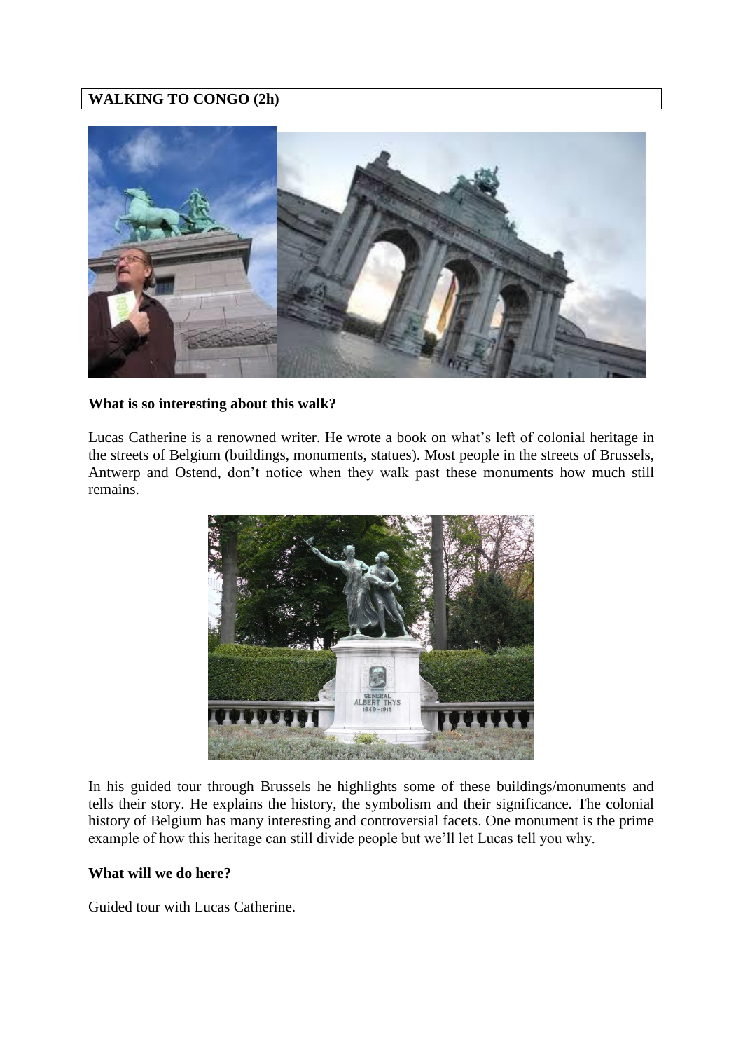## WALKING TO CONGO (2h)

**What is so interesting about this walk?**

Lucas Catherine is a renowned writer. He wrote a book on what's left of colonial heritage in the streets of Belgium (buildings, monuments, statues). Most people in the streets of Brussels, Antwerp and Ostend, don't notice when they walk past these monuments how much still remains.

In his guided tour through Brussels he highlights some of these buildings/monuments and tells their story. He explains the history, the symbolism and their significance. The colonial history of Belgium has many interesting and controversial facets. One monument is the prime example of how this heritage can still divide people but we'll let Lucas tell you why.

**What will we do here?**

Guided tour with Lucas Catherine.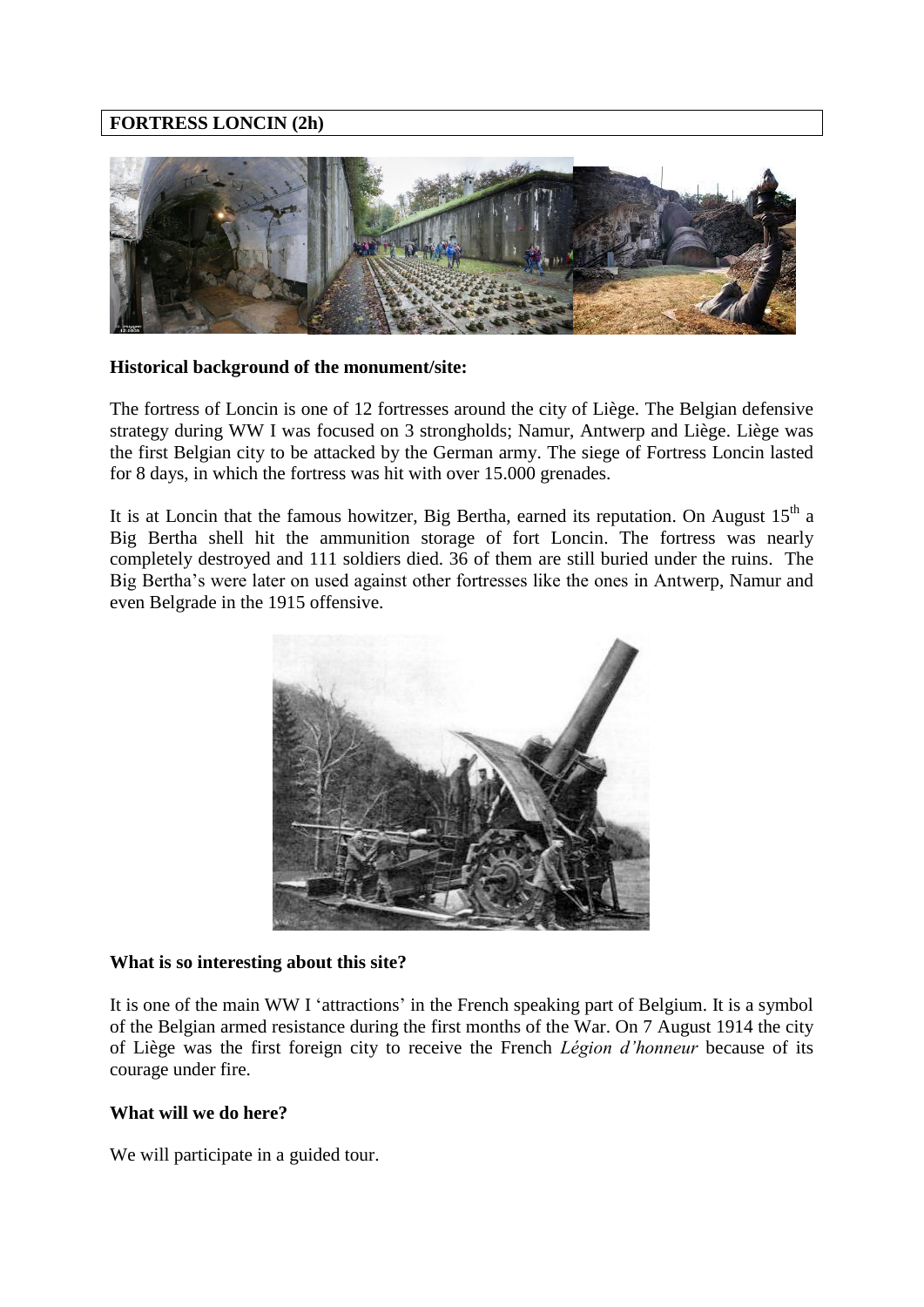## FORTRESS LONCIN (2h)

**Historical background of the monument/site:**

The fortress of Loncin is one of 12 fortresses around the city of Liège. The Belgian defensive strategy during WW I was focused on 3 strongholds; Namur, Antwerp and Liège. Liège was the first Belgian city to be attacked by the German army. The siege of Fortress Loncin lasted for 8 days, in which the fortress was hit with over 15.000 grenades.

It is at Loncin that the famous howitzer, Big Bertha, earned its reputation. On August 15th a Big Bertha shell hit the ammunition storage of fort Loncin. The fortress was nearly completely destroyed and 111 soldiers died. 36 of them are still buried under the ruins. The Big Bertha's were later on used against other fortresses like the ones in Antwerp, Namur and even Belgrade in the 1915 offensive.

**What is so interesting about this site?**

It is one of the main WW I 'attractions' in the French speaking part of Belgium. It is a symbol of the Belgian armed resistance during the first months of the War. On 7 August 1914 the city of Liège was the first foreign city to receive the French *Légion d'honneur* because of its courage under fire.

**What will we do here?**

We will participate in a guided tour.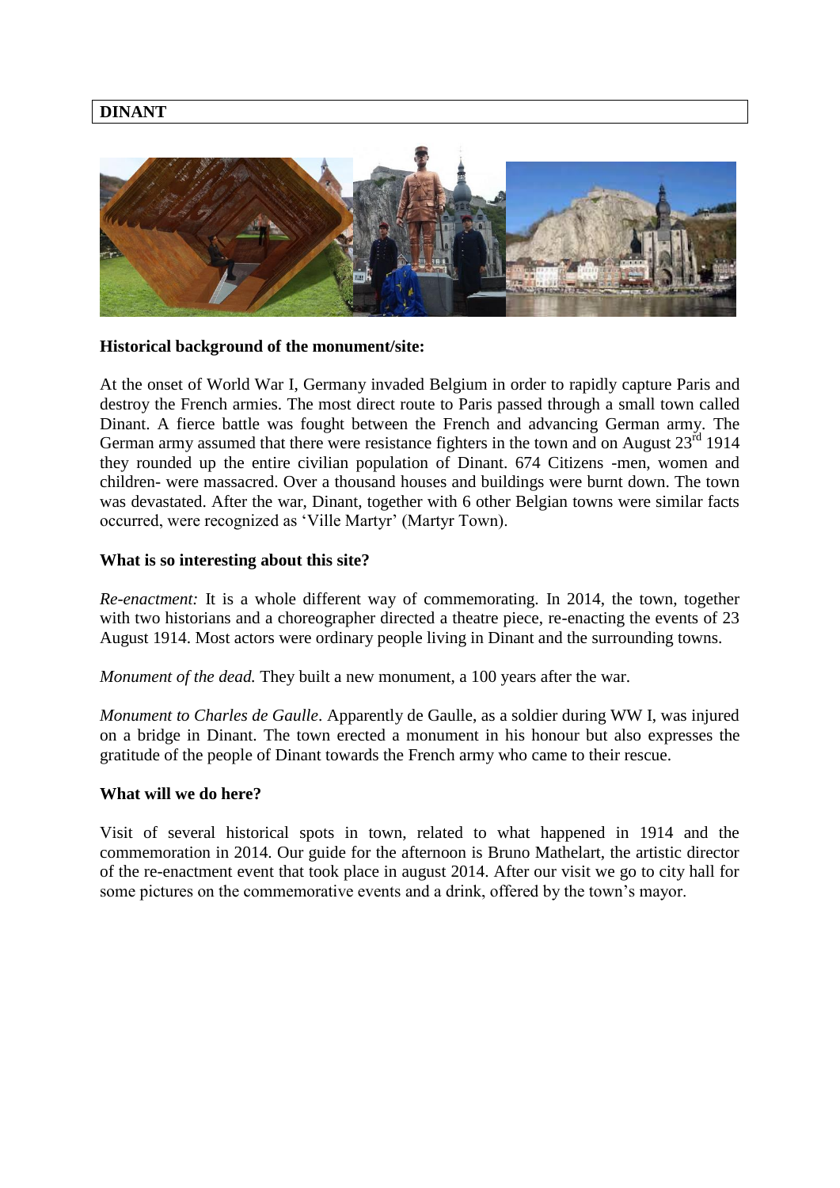# DINANT

**Historical background of the monument/site:**

At the onset of World War I, Germany invaded Belgium in order to rapidly capture Paris and destroy the French armies. The most direct route to Paris passed through a small town called Dinant. A fierce battle was fought between the French and advancing German army. The German army assumed that there were resistance fighters in the town and on August 23rd 1914 they rounded up the entire civilian population of Dinant. 674 Citizens -men, women and children- were massacred. Over a thousand houses and buildings were burnt down. The town was devastated. After the war, Dinant, together with 6 other Belgian towns were similar facts occurred, were recognized as 'Ville Martyr' (Martyr Town).

**What is so interesting about this site?**

*Re-enactment:* It is a whole different way of commemorating. In 2014, the town, together with two historians and a choreographer directed a theatre piece, re-enacting the events of 23 August 1914. Most actors were ordinary people living in Dinant and the surrounding towns.

*Monument of the dead.* They built a new monument, a 100 years after the war.

*Monument to Charles de Gaulle*. Apparently de Gaulle, as a soldier during WW I, was injured on a bridge in Dinant. The town erected a monument in his honour but also expresses the gratitude of the people of Dinant towards the French army who came to their rescue.

**What will we do here?**

Visit of several historical spots in town, related to what happened in 1914 and the commemoration in 2014. Our guide for the afternoon is Bruno Mathelart, the artistic director of the re-enactment event that took place in august 2014. After our visit we go to city hall for some pictures on the commemorative events and a drink, offered by the town's mayor.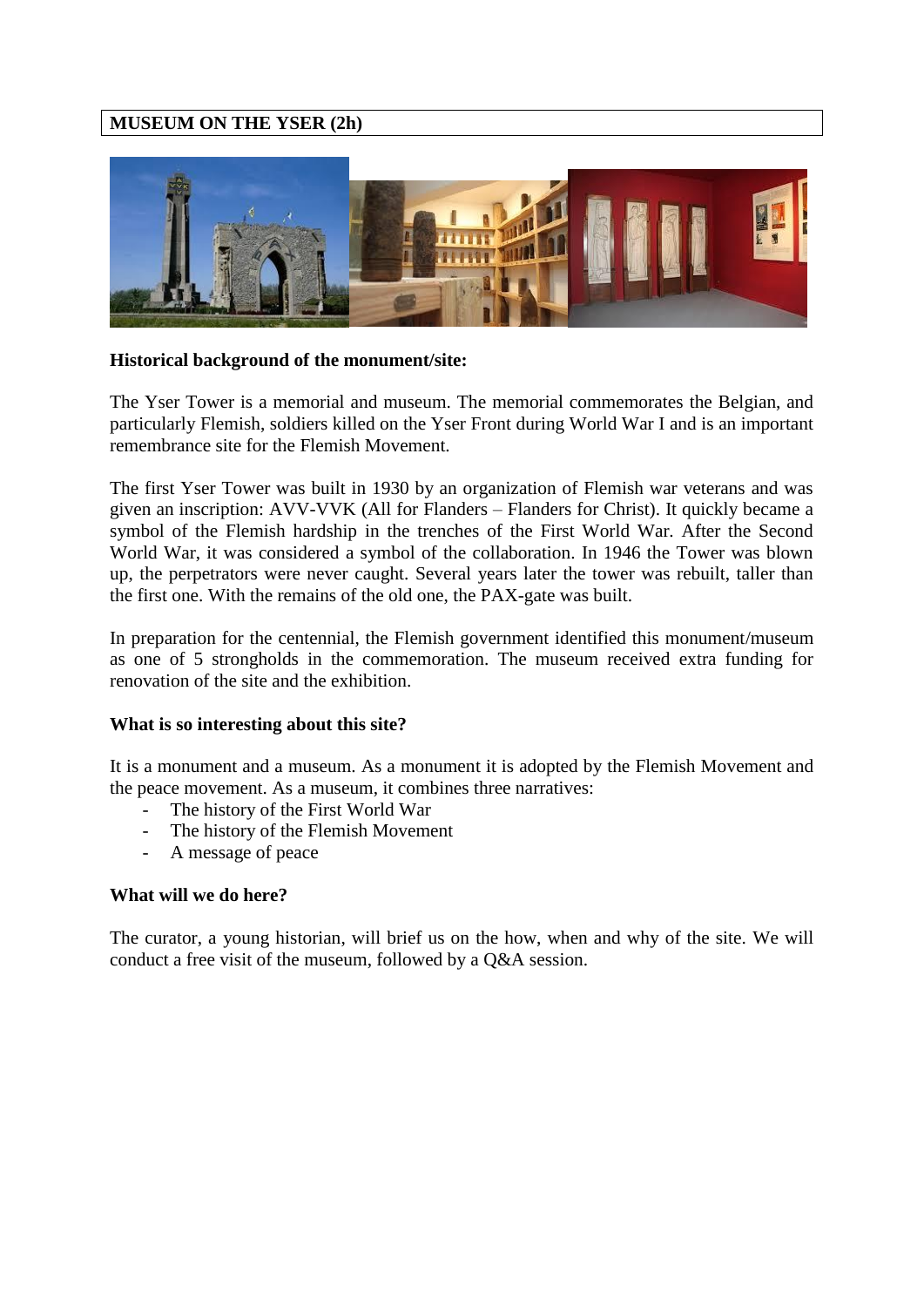**MUSEUM ON THE YSER (2h)**

**Historical background of the monument/site:**

The Yser Tower is a memorial and museum. The memorial commemorates the Belgian, and particularly Flemish, soldiers killed on the Yser Front during World War I and is an important remembrance site for the Flemish Movement.

The first Yser Tower was built in 1930 by an organization of Flemish war veterans and was given an inscription: AVV-VVK (All for Flanders – Flanders for Christ). It quickly became a symbol of the Flemish hardship in the trenches of the First World War. After the Second World War, it was considered a symbol of the collaboration. In 1946 the Tower was blown up, the perpetrators were never caught. Several years later the tower was rebuilt, taller than the first one. With the remains of the old one, the PAX-gate was built.

In preparation for the centennial, the Flemish government identified this monument/museum as one of 5 strongholds in the commemoration. The museum received extra funding for renovation of the site and the exhibition.

**What is so interesting about this site?**

It is a monument and a museum. As a monument it is adopted by the Flemish Movement and the peace movement. As a museum, it combines three narratives:

- The history of the First World War
- The history of the Flemish Movement
- A message of peace

**What will we do here?**

The curator, a young historian, will brief us on the how, when and why of the site. We will conduct a free visit of the museum, followed by a Q&A session.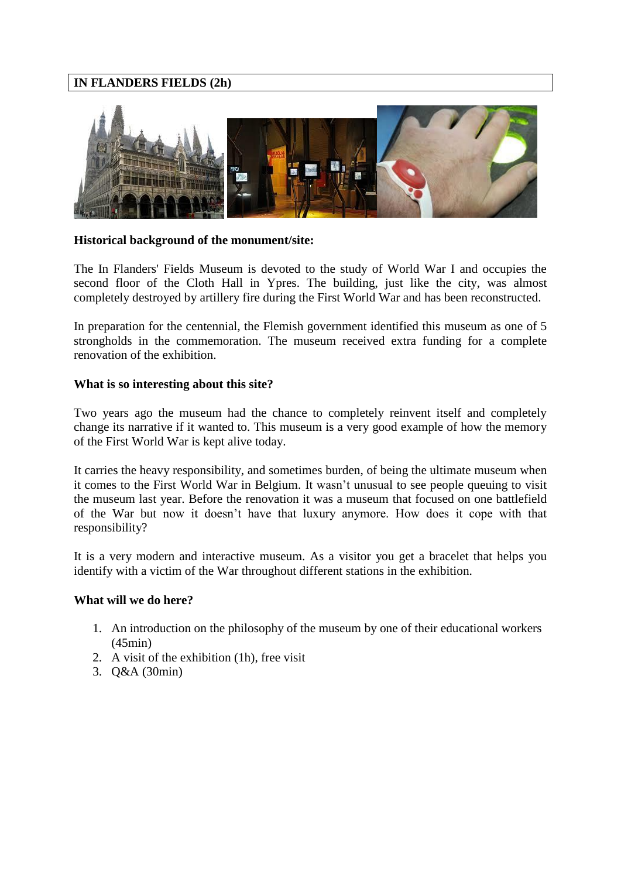## IN FLANDERS FIELDS (2h)

**Historical background of the monument/site:**

The In Flanders' Fields Museum is devoted to the study of World War I and occupies the second floor of the Cloth Hall in Ypres. The building, just like the city, was almost completely destroyed by artillery fire during the First World War and has been reconstructed.

In preparation for the centennial, the Flemish government identified this museum as one of 5 strongholds in the commemoration. The museum received extra funding for a complete renovation of the exhibition.

**What is so interesting about this site?**

Two years ago the museum had the chance to completely reinvent itself and completely change its narrative if it wanted to. This museum is a very good example of how the memory of the First World War is kept alive today.

It carries the heavy responsibility, and sometimes burden, of being the ultimate museum when it comes to the First World War in Belgium. It wasn't unusual to see people queuing to visit the museum last year. Before the renovation it was a museum that focused on one battlefield of the War but now it doesn't have that luxury anymore. How does it cope with that responsibility?

It is a very modern and interactive museum. As a visitor you get a bracelet that helps you identify with a victim of the War throughout different stations in the exhibition.

**What will we do here?**

1. An introduction on the philosophy of the museum by one of their educational workers (45min)
2. A visit of the exhibition (1h), free visit
3. Q&A (30min)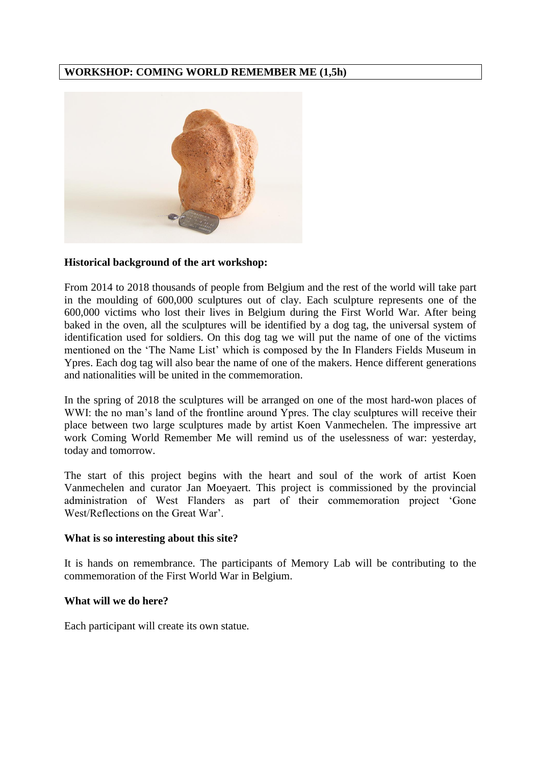**WORKSHOP: COMING WORLD REMEMBER ME (1,5h)**

**Historical background of the art workshop:**

From 2014 to 2018 thousands of people from Belgium and the rest of the world will take part in the moulding of 600,000 sculptures out of clay. Each sculpture represents one of the 600,000 victims who lost their lives in Belgium during the First World War. After being baked in the oven, all the sculptures will be identified by a dog tag, the universal system of identification used for soldiers. On this dog tag we will put the name of one of the victims mentioned on the 'The Name List' which is composed by the In Flanders Fields Museum in Ypres. Each dog tag will also bear the name of one of the makers. Hence different generations and nationalities will be united in the commemoration.

In the spring of 2018 the sculptures will be arranged on one of the most hard-won places of WWI: the no man's land of the frontline around Ypres. The clay sculptures will receive their place between two large sculptures made by artist Koen Vanmechelen. The impressive art work Coming World Remember Me will remind us of the uselessness of war: yesterday, today and tomorrow.

The start of this project begins with the heart and soul of the work of artist Koen Vanmechelen and curator Jan Moeyaert. This project is commissioned by the provincial administration of West Flanders as part of their commemoration project 'Gone West/Reflections on the Great War'.

**What is so interesting about this site?**

It is hands on remembrance. The participants of Memory Lab will be contributing to the commemoration of the First World War in Belgium.

**What will we do here?**

Each participant will create its own statue.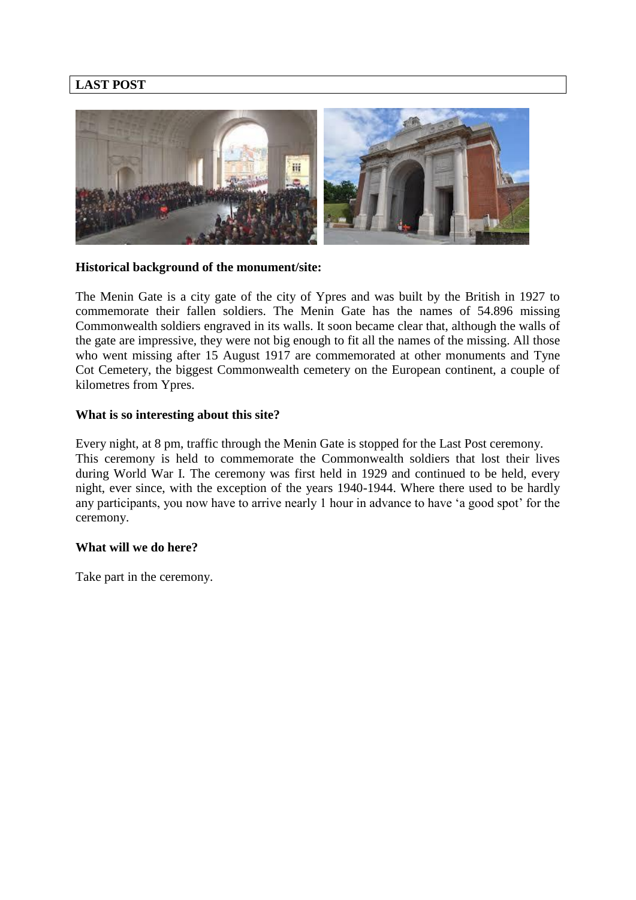## LAST POST

**Historical background of the monument/site:**

The Menin Gate is a city gate of the city of Ypres and was built by the British in 1927 to commemorate their fallen soldiers. The Menin Gate has the names of 54.896 missing Commonwealth soldiers engraved in its walls. It soon became clear that, although the walls of the gate are impressive, they were not big enough to fit all the names of the missing. All those who went missing after 15 August 1917 are commemorated at other monuments and Tyne Cot Cemetery, the biggest Commonwealth cemetery on the European continent, a couple of kilometres from Ypres.

**What is so interesting about this site?**

Every night, at 8 pm, traffic through the Menin Gate is stopped for the Last Post ceremony. This ceremony is held to commemorate the Commonwealth soldiers that lost their lives during World War I. The ceremony was first held in 1929 and continued to be held, every night, ever since, with the exception of the years 1940-1944. Where there used to be hardly any participants, you now have to arrive nearly 1 hour in advance to have 'a good spot' for the ceremony.

**What will we do here?**

Take part in the ceremony.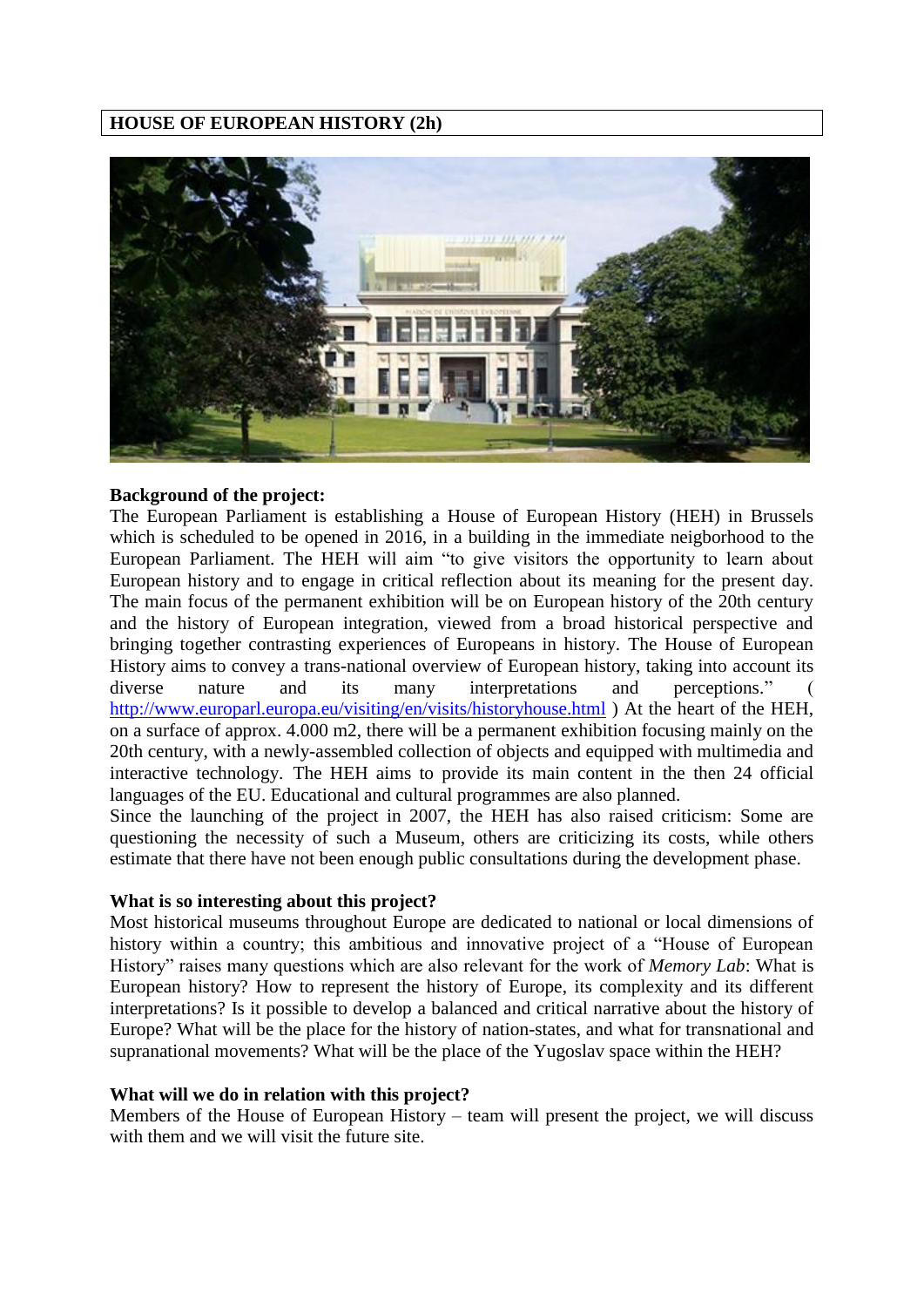# HOUSE OF EUROPEAN HISTORY (2h)

**Background of the project:**

The European Parliament is establishing a House of European History (HEH) in Brussels which is scheduled to be opened in 2016, in a building in the immediate neigborhood to the European Parliament. The HEH will aim "to give visitors the opportunity to learn about European history and to engage in critical reflection about its meaning for the present day. The main focus of the permanent exhibition will be on European history of the 20th century and the history of European integration, viewed from a broad historical perspective and bringing together contrasting experiences of Europeans in history. The House of European History aims to convey a trans-national overview of European history, taking into account its diverse nature and its many interpretations and perceptions." ( http://www.europarl.europa.eu/visiting/en/visits/historyhouse.html ) At the heart of the HEH, on a surface of approx. 4.000 m2, there will be a permanent exhibition focusing mainly on the 20th century, with a newly-assembled collection of objects and equipped with multimedia and interactive technology. The HEH aims to provide its main content in the then 24 official languages of the EU. Educational and cultural programmes are also planned.

Since the launching of the project in 2007, the HEH has also raised criticism: Some are questioning the necessity of such a Museum, others are criticizing its costs, while others estimate that there have not been enough public consultations during the development phase.

**What is so interesting about this project?**

Most historical museums throughout Europe are dedicated to national or local dimensions of history within a country; this ambitious and innovative project of a "House of European History" raises many questions which are also relevant for the work of *Memory Lab*: What is European history? How to represent the history of Europe, its complexity and its different interpretations? Is it possible to develop a balanced and critical narrative about the history of Europe? What will be the place for the history of nation-states, and what for transnational and supranational movements? What will be the place of the Yugoslav space within the HEH?

**What will we do in relation with this project?**

Members of the House of European History – team will present the project, we will discuss with them and we will visit the future site.